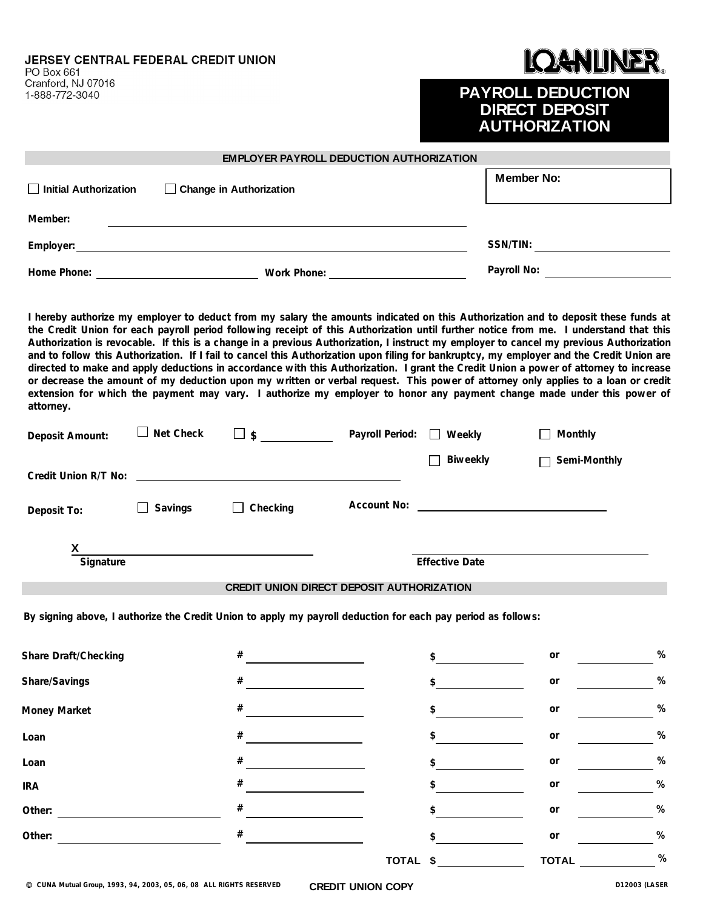**JERSEY CENTRAL FEDERAL CREDIT UNION**
PO Box 661
Cranford, NJ 07016
1-888-772-3040

LOANLINER®

# PAYROLL DEDUCTION DIRECT DEPOSIT AUTHORIZATION

## EMPLOYER PAYROLL DEDUCTION AUTHORIZATION

☐ **Initial Authorization** ☐ **Change in Authorization**

**Member No:** ____________

**Member:** ____________________________________________

**Employer:** ____________________________________________ **SSN/TIN:** ____________

**Home Phone:** ____________ **Work Phone:** ____________ **Payroll No:** ____________

**I hereby authorize my employer to deduct from my salary the amounts indicated on this Authorization and to deposit these funds at the Credit Union for each payroll period following receipt of this Authorization until further notice from me. I understand that this Authorization is revocable. If this is a change in a previous Authorization, I instruct my employer to cancel my previous Authorization and to follow this Authorization. If I fail to cancel this Authorization upon filing for bankruptcy, my employer and the Credit Union are directed to make and apply deductions in accordance with this Authorization. I grant the Credit Union a power of attorney to increase or decrease the amount of my deduction upon my written or verbal request. This power of attorney only applies to a loan or credit extension for which the payment may vary. I authorize my employer to honor any payment change made under this power of attorney.**

**Deposit Amount:** ☐ **Net Check** ☐ **$** ____________ **Payroll Period:** ☐ **Weekly** ☐ **Monthly** ☐ **Biweekly** ☐ **Semi-Monthly**

**Credit Union R/T No:** ____________________________

**Deposit To:** ☐ **Savings** ☐ **Checking** **Account No:** ____________________

X ______________________________ ______________________________
**Signature** **Effective Date**

## CREDIT UNION DIRECT DEPOSIT AUTHORIZATION

**By signing above, I authorize the Credit Union to apply my payroll deduction for each pay period as follows:**

| | # | $ | or | % |
|---|---|---|---|---|
| **Share Draft/Checking** | # ________ | $ ________ | or | ________ % |
| **Share/Savings** | # ________ | $ ________ | or | ________ % |
| **Money Market** | # ________ | $ ________ | or | ________ % |
| **Loan** | # ________ | $ ________ | or | ________ % |
| **Loan** | # ________ | $ ________ | or | ________ % |
| **IRA** | # ________ | $ ________ | or | ________ % |
| **Other:** ________ | # ________ | $ ________ | or | ________ % |
| **Other:** ________ | # ________ | $ ________ | or | ________ % |
| | **TOTAL** | $ ________ | **TOTAL** | ________ % |

© CUNA Mutual Group, 1993, 94, 2003, 05, 06, 08 ALL RIGHTS RESERVED **CREDIT UNION COPY** D12003 (LASER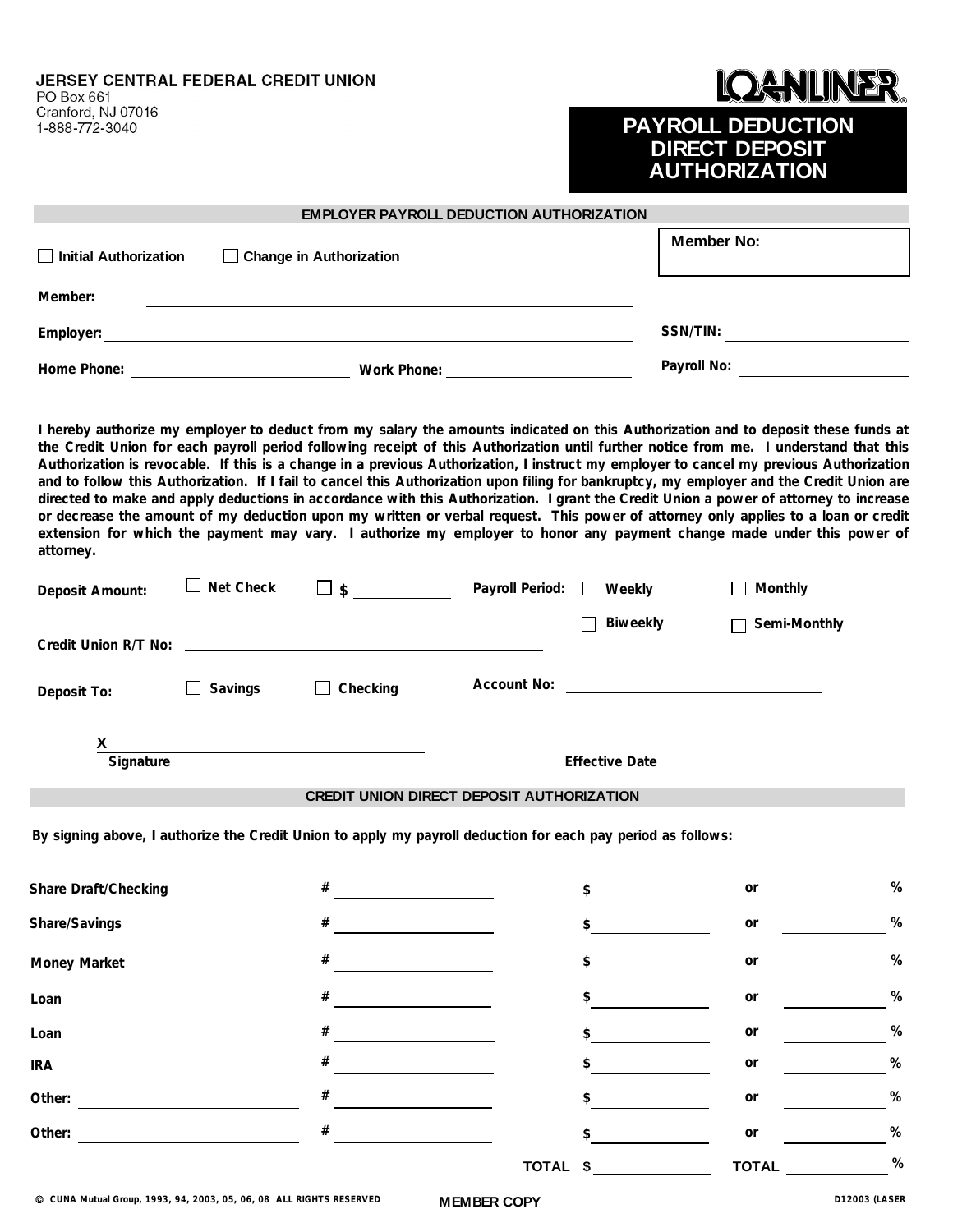**JERSEY CENTRAL FEDERAL CREDIT UNION**
PO Box 661
Cranford, NJ 07016
1-888-772-3040

LOANLINER®

# PAYROLL DEDUCTION DIRECT DEPOSIT AUTHORIZATION

## EMPLOYER PAYROLL DEDUCTION AUTHORIZATION

☐ **Initial Authorization** ☐ **Change in Authorization**

**Member No:**

**Member:** ____________________

**Employer:** ____________________ **SSN/TIN:** ____________________

**Home Phone:** ____________________ **Work Phone:** ____________________ **Payroll No:** ____________________

**I hereby authorize my employer to deduct from my salary the amounts indicated on this Authorization and to deposit these funds at the Credit Union for each payroll period following receipt of this Authorization until further notice from me. I understand that this Authorization is revocable. If this is a change in a previous Authorization, I instruct my employer to cancel my previous Authorization and to follow this Authorization. If I fail to cancel this Authorization upon filing for bankruptcy, my employer and the Credit Union are directed to make and apply deductions in accordance with this Authorization. I grant the Credit Union a power of attorney to increase or decrease the amount of my deduction upon my written or verbal request. This power of attorney only applies to a loan or credit extension for which the payment may vary. I authorize my employer to honor any payment change made under this power of attorney.**

**Deposit Amount:** ☐ **Net Check** ☐ **$** __________ **Payroll Period:** ☐ **Weekly** ☐ **Monthly** ☐ **Biweekly** ☐ **Semi-Monthly**

**Credit Union R/T No:** ____________________

**Deposit To:** ☐ **Savings** ☐ **Checking** **Account No:** ____________________

**X** ____________________
**Signature**

____________________
**Effective Date**

## CREDIT UNION DIRECT DEPOSIT AUTHORIZATION

**By signing above, I authorize the Credit Union to apply my payroll deduction for each pay period as follows:**

| | # | $ | or | % |
|---|---|---|---|---|
| **Share Draft/Checking** | # ________ | $ ________ | or | ________ % |
| **Share/Savings** | # ________ | $ ________ | or | ________ % |
| **Money Market** | # ________ | $ ________ | or | ________ % |
| **Loan** | # ________ | $ ________ | or | ________ % |
| **Loan** | # ________ | $ ________ | or | ________ % |
| **IRA** | # ________ | $ ________ | or | ________ % |
| **Other:** ________ | # ________ | $ ________ | or | ________ % |
| **Other:** ________ | # ________ | $ ________ | or | ________ % |
| | **TOTAL** | $ ________ | **TOTAL** | ________ % |

© CUNA Mutual Group, 1993, 94, 2003, 05, 06, 08 ALL RIGHTS RESERVED

**MEMBER COPY**

D12003 (LASER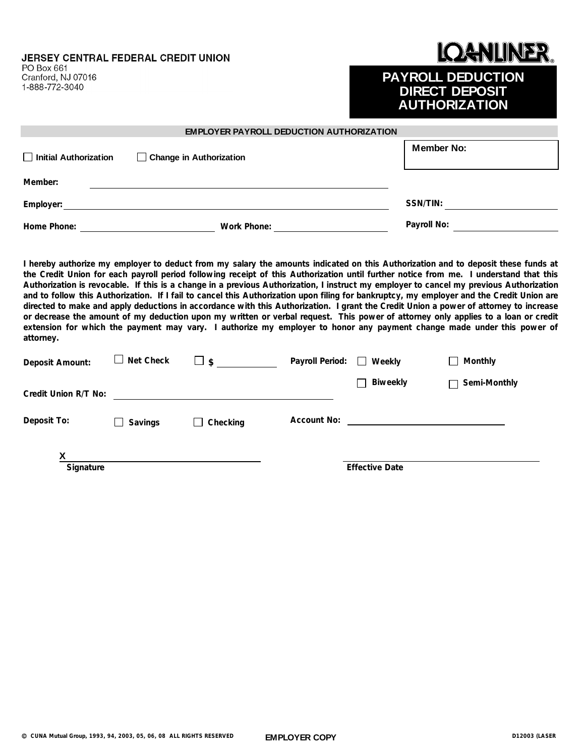**JERSEY CENTRAL FEDERAL CREDIT UNION**
PO Box 661
Cranford, NJ 07016
1-888-772-3040

LOANLINER

# PAYROLL DEDUCTION DIRECT DEPOSIT AUTHORIZATION

## EMPLOYER PAYROLL DEDUCTION AUTHORIZATION

☐ **Initial Authorization** ☐ **Change in Authorization**

**Member No:**

**Member:** ______________________________

**Employer:** ______________________________ **SSN/TIN:** ______________

**Home Phone:** ______________ **Work Phone:** ______________ **Payroll No:** ______________

**I hereby authorize my employer to deduct from my salary the amounts indicated on this Authorization and to deposit these funds at the Credit Union for each payroll period following receipt of this Authorization until further notice from me. I understand that this Authorization is revocable. If this is a change in a previous Authorization, I instruct my employer to cancel my previous Authorization and to follow this Authorization. If I fail to cancel this Authorization upon filing for bankruptcy, my employer and the Credit Union are directed to make and apply deductions in accordance with this Authorization. I grant the Credit Union a power of attorney to increase or decrease the amount of my deduction upon my written or verbal request. This power of attorney only applies to a loan or credit extension for which the payment may vary. I authorize my employer to honor any payment change made under this power of attorney.**

**Deposit Amount:** ☐ **Net Check** ☐ **$** __________ **Payroll Period:** ☐ **Weekly** ☐ **Monthly** ☐ **Biweekly** ☐ **Semi-Monthly**

**Credit Union R/T No:** ______________________________

**Deposit To:** ☐ **Savings** ☐ **Checking** **Account No:** ______________________________

**X** ______________________________
**Signature**

______________________________
**Effective Date**

© CUNA Mutual Group, 1993, 94, 2003, 05, 06, 08 ALL RIGHTS RESERVED

**EMPLOYER COPY**

D12003 (LASER